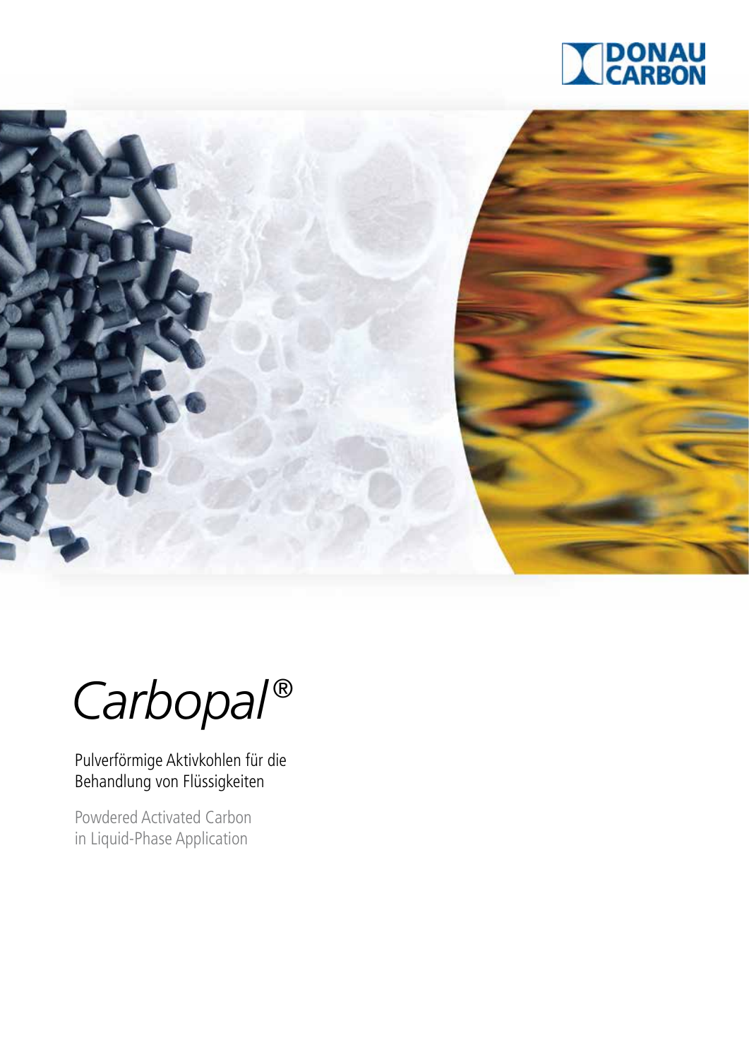DONAU CARBON

# *Carbopal®*

Pulverförmige Aktivkohlen für die Behandlung von Flüssigkeiten

Powdered Activated Carbon in Liquid-Phase Application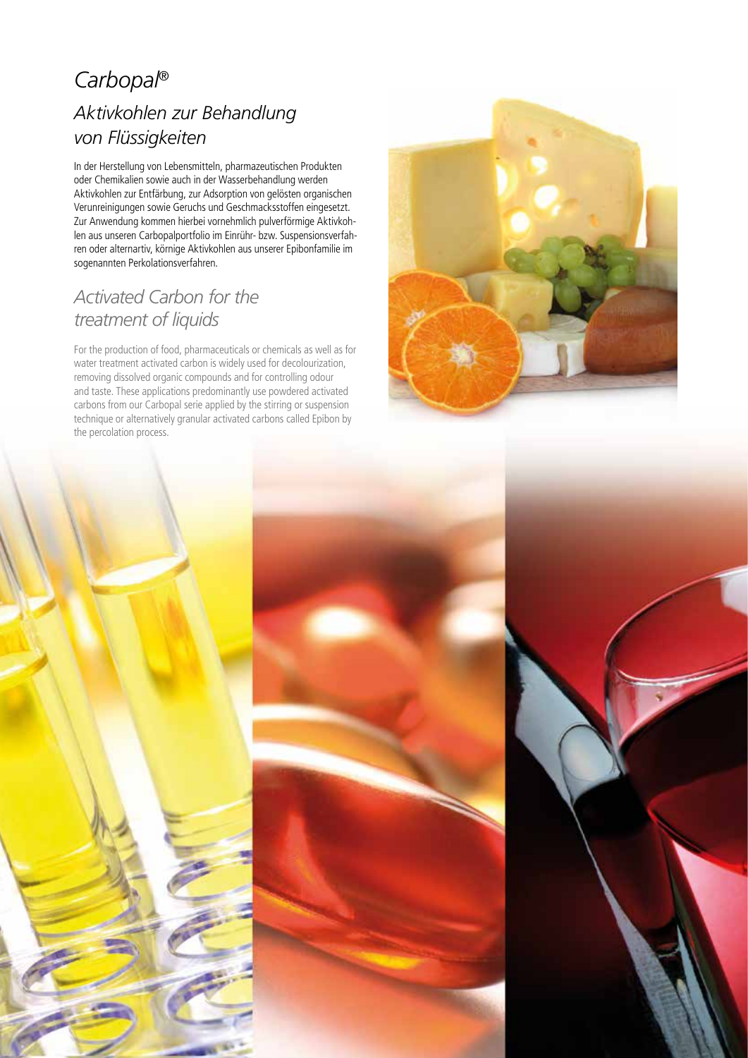# *Carbopal®*

## *Aktivkohlen zur Behandlung von Flüssigkeiten*

In der Herstellung von Lebensmitteln, pharmazeutischen Produkten oder Chemikalien sowie auch in der Wasserbehandlung werden Aktivkohlen zur Entfärbung, zur Adsorption von gelösten organischen Verunreinigungen sowie Geruchs und Geschmacksstoffen eingesetzt. Zur Anwendung kommen hierbei vornehmlich pulverförmige Aktivkohlen aus unseren Carbopalportfolio im Einrühr- bzw. Suspensionsverfahren oder alternartiv, körnige Aktivkohlen aus unserer Epibonfamilie im sogenannten Perkolationsverfahren.

## *Activated Carbon for the treatment of liquids*

For the production of food, pharmaceuticals or chemicals as well as for water treatment activated carbon is widely used for decolourization, removing dissolved organic compounds and for controlling odour and taste. These applications predominantly use powdered activated carbons from our Carbopal serie applied by the stirring or suspension technique or alternatively granular activated carbons called Epibon by the percolation process.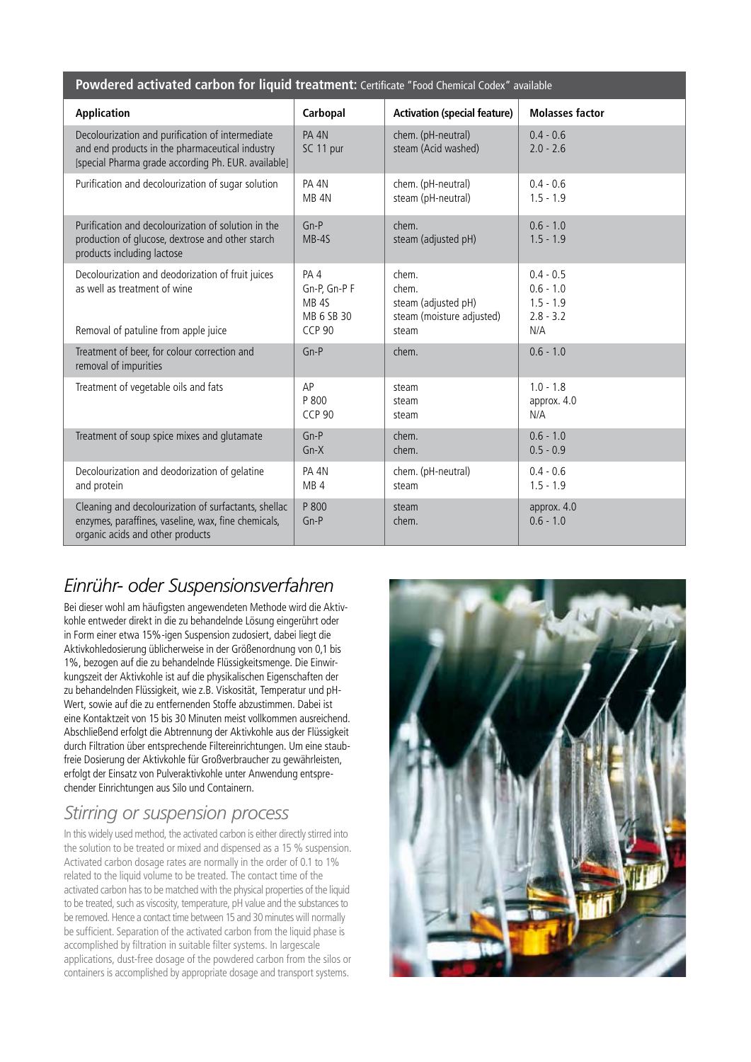**Powdered activated carbon for liquid treatment:** Certificate "Food Chemical Codex" available

| Application | Carbopal | Activation (special feature) | Molasses factor |
|---|---|---|---|
| Decolourization and purification of intermediate and end products in the pharmaceutical industry [special Pharma grade according Ph. EUR. available] | PA 4N<br>SC 11 pur | chem. (pH-neutral)<br>steam (Acid washed) | 0.4 - 0.6<br>2.0 - 2.6 |
| Purification and decolourization of sugar solution | PA 4N<br>MB 4N | chem. (pH-neutral)<br>steam (pH-neutral) | 0.4 - 0.6<br>1.5 - 1.9 |
| Purification and decolourization of solution in the production of glucose, dextrose and other starch products including lactose | Gn-P<br>MB-4S | chem.<br>steam (adjusted pH) | 0.6 - 1.0<br>1.5 - 1.9 |
| Decolourization and deodorization of fruit juices as well as treatment of wine<br><br>Removal of patuline from apple juice | PA 4<br>Gn-P, Gn-P F<br>MB 4S<br>MB 6 SB 30<br>CCP 90 | chem.<br>chem.<br>steam (adjusted pH)<br>steam (moisture adjusted)<br>steam | 0.4 - 0.5<br>0.6 - 1.0<br>1.5 - 1.9<br>2.8 - 3.2<br>N/A |
| Treatment of beer, for colour correction and removal of impurities | Gn-P | chem. | 0.6 - 1.0 |
| Treatment of vegetable oils and fats | AP<br>P 800<br>CCP 90 | steam<br>steam<br>steam | 1.0 - 1.8<br>approx. 4.0<br>N/A |
| Treatment of soup spice mixes and glutamate | Gn-P<br>Gn-X | chem.<br>chem. | 0.6 - 1.0<br>0.5 - 0.9 |
| Decolourization and deodorization of gelatine and protein | PA 4N<br>MB 4 | chem. (pH-neutral)<br>steam | 0.4 - 0.6<br>1.5 - 1.9 |
| Cleaning and decolourization of surfactants, shellac enzymes, paraffines, vaseline, wax, fine chemicals, organic acids and other products | P 800<br>Gn-P | steam<br>chem. | approx. 4.0<br>0.6 - 1.0 |

## *Einrühr- oder Suspensionsverfahren*

Bei dieser wohl am häufigsten angewendeten Methode wird die Aktivkohle entweder direkt in die zu behandelnde Lösung eingerührt oder in Form einer etwa 15%-igen Suspension zudosiert, dabei liegt die Aktivkohledosierung üblicherweise in der Größenordnung von 0,1 bis 1%, bezogen auf die zu behandelnde Flüssigkeitsmenge. Die Einwirkungszeit der Aktivkohle ist auf die physikalischen Eigenschaften der zu behandelnden Flüssigkeit, wie z.B. Viskosität, Temperatur und pH-Wert, sowie auf die zu entfernenden Stoffe abzustimmen. Dabei ist eine Kontaktzeit von 15 bis 30 Minuten meist vollkommen ausreichend. Abschließend erfolgt die Abtrennung der Aktivkohle aus der Flüssigkeit durch Filtration über entsprechende Filtereinrichtungen. Um eine staubfreie Dosierung der Aktivkohle für Großverbraucher zu gewährleisten, erfolgt der Einsatz von Pulveraktivkohle unter Anwendung entsprechender Einrichtungen aus Silo und Containern.

## *Stirring or suspension process*

In this widely used method, the activated carbon is either directly stirred into the solution to be treated or mixed and dispensed as a 15 % suspension. Activated carbon dosage rates are normally in the order of 0.1 to 1% related to the liquid volume to be treated. The contact time of the activated carbon has to be matched with the physical properties of the liquid to be treated, such as viscosity, temperature, pH value and the substances to be removed. Hence a contact time between 15 and 30 minutes will normally be sufficient. Separation of the activated carbon from the liquid phase is accomplished by filtration in suitable filter systems. In largescale applications, dust-free dosage of the powdered carbon from the silos or containers is accomplished by appropriate dosage and transport systems.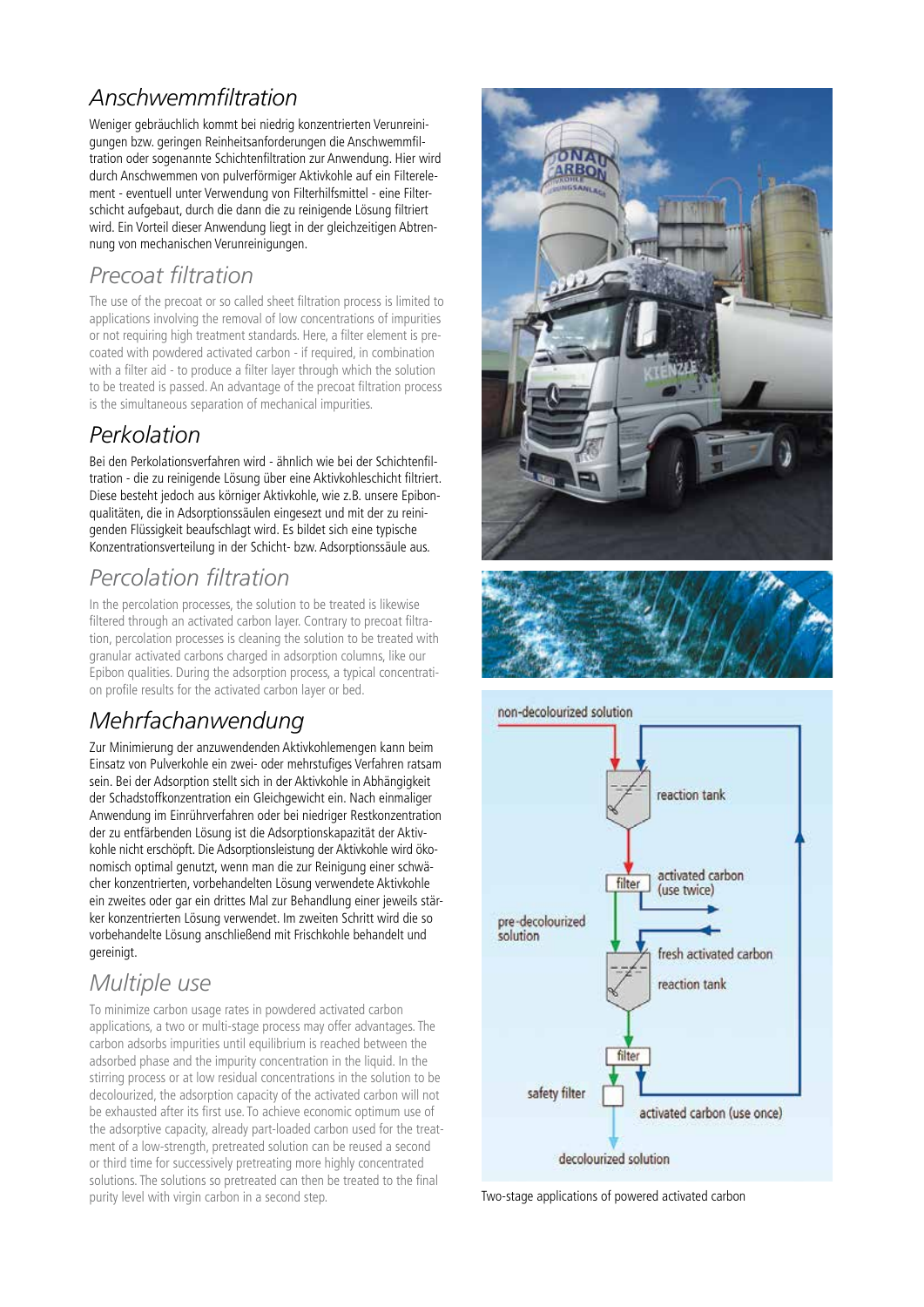## Anschwemmfiltration

Weniger gebräuchlich kommt bei niedrig konzentrierten Verunreinigungen bzw. geringen Reinheitsanforderungen die Anschwemmfiltration oder sogenannte Schichtenfiltration zur Anwendung. Hier wird durch Anschwemmen von pulverförmiger Aktivkohle auf ein Filterelement - eventuell unter Verwendung von Filterhilfsmittel - eine Filterschicht aufgebaut, durch die dann die zu reinigende Lösung filtriert wird. Ein Vorteil dieser Anwendung liegt in der gleichzeitigen Abtrennung von mechanischen Verunreinigungen.

## Precoat filtration

The use of the precoat or so called sheet filtration process is limited to applications involving the removal of low concentrations of impurities or not requiring high treatment standards. Here, a filter element is precoated with powdered activated carbon - if required, in combination with a filter aid - to produce a filter layer through which the solution to be treated is passed. An advantage of the precoat filtration process is the simultaneous separation of mechanical impurities.

## Perkolation

Bei den Perkolationsverfahren wird - ähnlich wie bei der Schichtenfiltration - die zu reinigende Lösung über eine Aktivkohleschicht filtriert. Diese besteht jedoch aus körniger Aktivkohle, wie z.B. unsere Epibonqualitäten, die in Adsorptionssäulen eingesetzt und mit der zu reinigenden Flüssigkeit beaufschlagt wird. Es bildet sich eine typische Konzentrationsverteilung in der Schicht- bzw. Adsorptionssäule aus.

## Percolation filtration

In the percolation processes, the solution to be treated is likewise filtered through an activated carbon layer. Contrary to precoat filtration, percolation processes is cleaning the solution to be treated with granular activated carbons charged in adsorption columns, like our Epibon qualities. During the adsorption process, a typical concentration profile results for the activated carbon layer or bed.

## Mehrfachanwendung

Zur Minimierung der anzuwendenden Aktivkohlemengen kann beim Einsatz von Pulverkohle ein zwei- oder mehrstufiges Verfahren ratsam sein. Bei der Adsorption stellt sich in der Aktivkohle in Abhängigkeit der Schadstoffkonzentration ein Gleichgewicht ein. Nach einmaliger Anwendung im Einrührverfahren oder bei niedriger Restkonzentration der zu entfärbenden Lösung ist die Adsorptionskapazität der Aktivkohle nicht erschöpft. Die Adsorptionsleistung der Aktivkohle wird ökonomisch optimal genutzt, wenn man die zur Reinigung einer schwächer konzentrierten, vorbehandelten Lösung verwendete Aktivkohle ein zweites oder gar ein drittes Mal zur Behandlung einer jeweils stärker konzentrierten Lösung verwendet. Im zweiten Schritt wird die so vorbehandelte Lösung anschließend mit Frischkohle behandelt und gereinigt.

## Multiple use

To minimize carbon usage rates in powdered activated carbon applications, a two or multi-stage process may offer advantages. The carbon adsorbs impurities until equilibrium is reached between the adsorbed phase and the impurity concentration in the liquid. In the stirring process or at low residual concentrations in the solution to be decolourized, the adsorption capacity of the activated carbon will not be exhausted after its first use. To achieve economic optimum use of the adsorptive capacity, already part-loaded carbon used for the treatment of a low-strength, pretreated solution can be reused a second or third time for successively pretreating more highly concentrated solutions. The solutions so pretreated can then be treated to the final purity level with virgin carbon in a second step.

Two-stage applications of powered activated carbon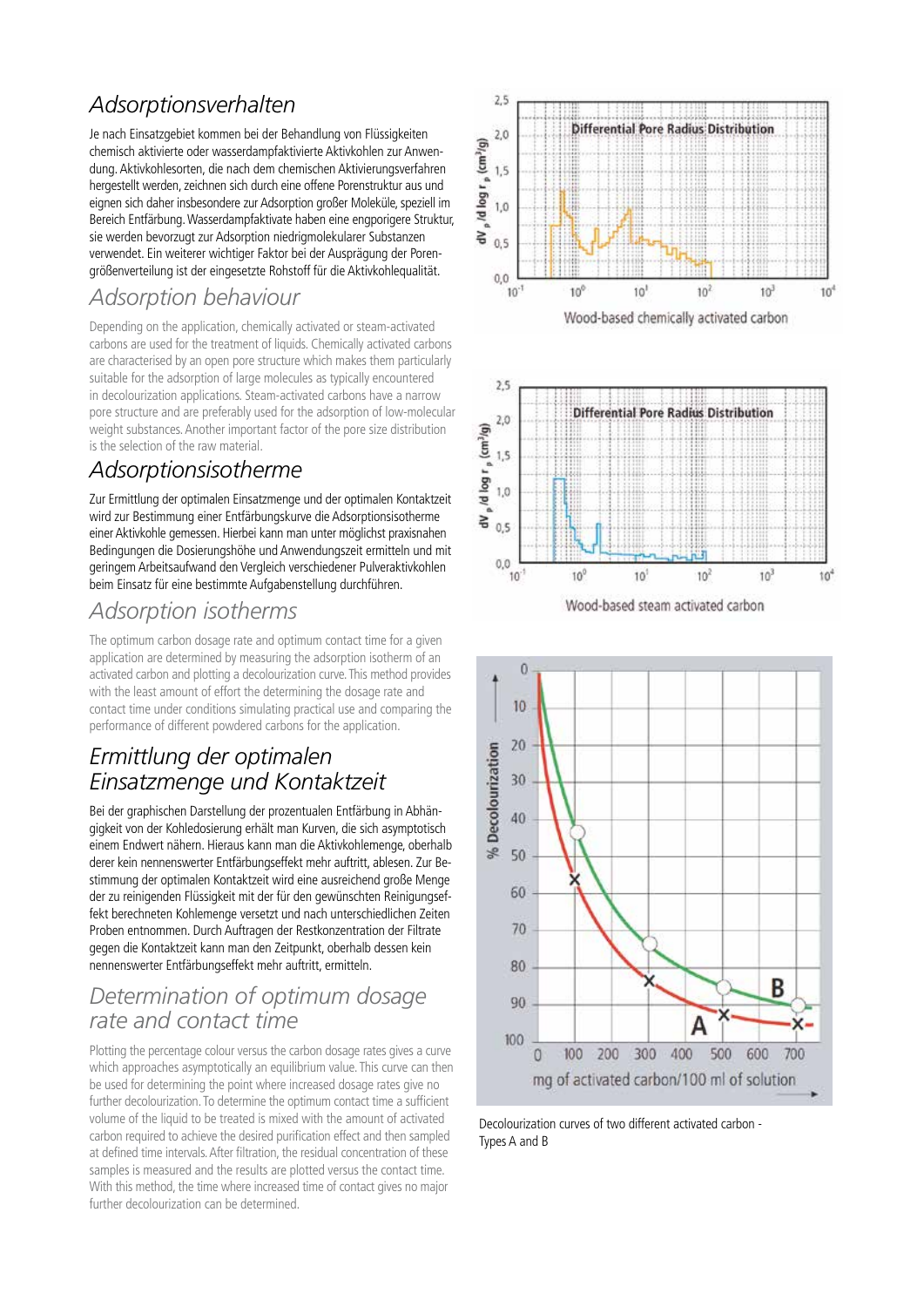## Adsorptionsverhalten

Je nach Einsatzgebiet kommen bei der Behandlung von Flüssigkeiten chemisch aktivierte oder wasserdampfaktivierte Aktivkohlen zur Anwendung. Aktivkohlesorten, die nach dem chemischen Aktivierungsverfahren hergestellt werden, zeichnen sich durch eine offene Porenstruktur aus und eignen sich daher insbesondere zur Adsorption großer Moleküle, speziell im Bereich Entfärbung. Wasserdampfaktivate haben eine engporigere Struktur, sie werden bevorzugt zur Adsorption niedrigmolekularer Substanzen verwendet. Ein weiterer wichtiger Faktor bei der Ausprägung der Porengrößenverteilung ist der eingesetzte Rohstoff für die Aktivkohlequalität.

## Adsorption behaviour

Depending on the application, chemically activated or steam-activated carbons are used for the treatment of liquids. Chemically activated carbons are characterised by an open pore structure which makes them particularly suitable for the adsorption of large molecules as typically encountered in decolourization applications. Steam-activated carbons have a narrow pore structure and are preferably used for the adsorption of low-molecular weight substances. Another important factor of the pore size distribution is the selection of the raw material.

## Adsorptionsisotherme

Zur Ermittlung der optimalen Einsatzmenge und der optimalen Kontaktzeit wird zur Bestimmung einer Entfärbungskurve die Adsorptionsisotherme einer Aktivkohle gemessen. Hierbei kann man unter möglichst praxisnahen Bedingungen die Dosierungshöhe und Anwendungszeit ermitteln und mit geringem Arbeitsaufwand den Vergleich verschiedener Pulveraktivkohlen beim Einsatz für eine bestimmte Aufgabenstellung durchführen.

## Adsorption isotherms

The optimum carbon dosage rate and optimum contact time for a given application are determined by measuring the adsorption isotherm of an activated carbon and plotting a decolourization curve. This method provides with the least amount of effort the determining the dosage rate and contact time under conditions simulating practical use and comparing the performance of different powdered carbons for the application.

## Ermittlung der optimalen Einsatzmenge und Kontaktzeit

Bei der graphischen Darstellung der prozentualen Entfärbung in Abhängigkeit von der Kohledosierung erhält man Kurven, die sich asymptotisch einem Endwert nähern. Hieraus kann man die Aktivkohlemenge, oberhalb derer kein nennenswerter Entfärbungseffekt mehr auftritt, ablesen. Zur Bestimmung der optimalen Kontaktzeit wird eine ausreichend große Menge der zu reinigenden Flüssigkeit mit der für den gewünschten Reinigungseffekt berechneten Kohlemenge versetzt und nach unterschiedlichen Zeiten Proben entnommen. Durch Auftragen der Restkonzentration der Filtrate gegen die Kontaktzeit kann man den Zeitpunkt, oberhalb dessen kein nennenswerter Entfärbungseffekt mehr auftritt, ermitteln.

## Determination of optimum dosage rate and contact time

Plotting the percentage colour versus the carbon dosage rates gives a curve which approaches asymptotically an equilibrium value. This curve can then be used for determining the point where increased dosage rates give no further decolourization. To determine the optimum contact time a sufficient volume of the liquid to be treated is mixed with the amount of activated carbon required to achieve the desired purification effect and then sampled at defined time intervals. After filtration, the residual concentration of these samples is measured and the results are plotted versus the contact time. With this method, the time where increased time of contact gives no major further decolourization can be determined.

Wood-based chemically activated carbon

Wood-based steam activated carbon

Decolourization curves of two different activated carbon - Types A and B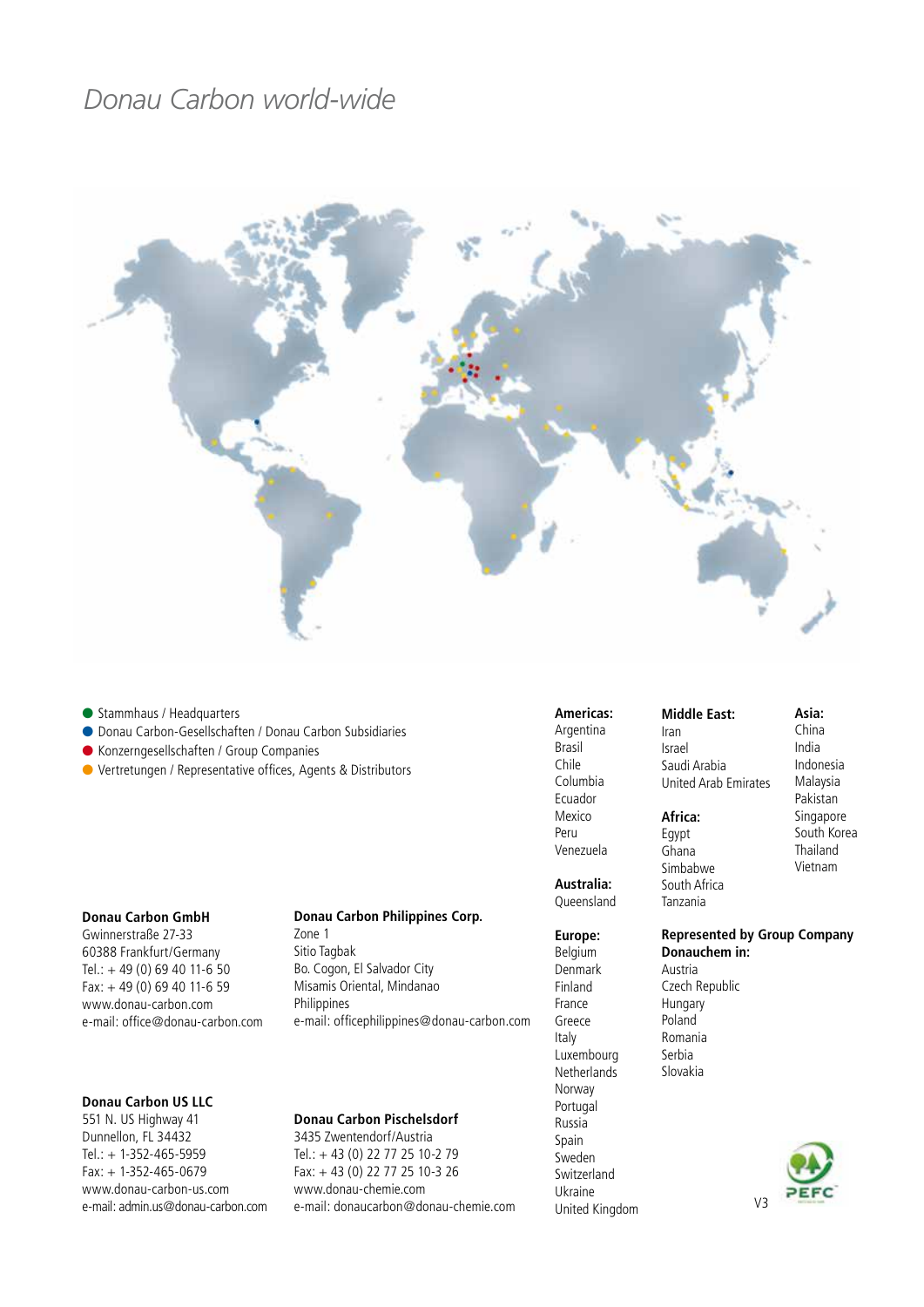# *Donau Carbon world-wide*

- Stammhaus / Headquarters
- Donau Carbon-Gesellschaften / Donau Carbon Subsidiaries
- Konzerngesellschaften / Group Companies
- Vertretungen / Representative offices, Agents & Distributors

**Donau Carbon GmbH**
Gwinnerstraße 27-33
60388 Frankfurt/Germany
Tel.: + 49 (0) 69 40 11-6 50
Fax: + 49 (0) 69 40 11-6 59
www.donau-carbon.com
e-mail: office@donau-carbon.com

**Donau Carbon Philippines Corp.**
Zone 1
Sitio Tagbak
Bo. Cogon, El Salvador City
Misamis Oriental, Mindanao
Philippines
e-mail: officephilippines@donau-carbon.com

**Donau Carbon US LLC**
551 N. US Highway 41
Dunnellon, FL 34432
Tel.: + 1-352-465-5959
Fax: + 1-352-465-0679
www.donau-carbon-us.com
e-mail: admin.us@donau-carbon.com

**Donau Carbon Pischelsdorf**
3435 Zwentendorf/Austria
Tel.: + 43 (0) 22 77 25 10-2 79
Fax: + 43 (0) 22 77 25 10-3 26
www.donau-chemie.com
e-mail: donaucarbon@donau-chemie.com

**Americas:**
Argentina
Brasil
Chile
Columbia
Ecuador
Mexico
Peru
Venezuela

**Australia:**
Queensland

**Europe:**
Belgium
Denmark
Finland
France
Greece
Italy
Luxembourg
Netherlands
Norway
Portugal
Russia
Spain
Sweden
Switzerland
Ukraine
United Kingdom

**Middle East:**
Iran
Israel
Saudi Arabia
United Arab Emirates

**Africa:**
Egypt
Ghana
Simbabwe
South Africa
Tanzania

**Asia:**
China
India
Indonesia
Malaysia
Pakistan
Singapore
South Korea
Thailand
Vietnam

**Represented by Group Company Donauchem in:**
Austria
Czech Republic
Hungary
Poland
Romania
Serbia
Slovakia

V3

PEFC